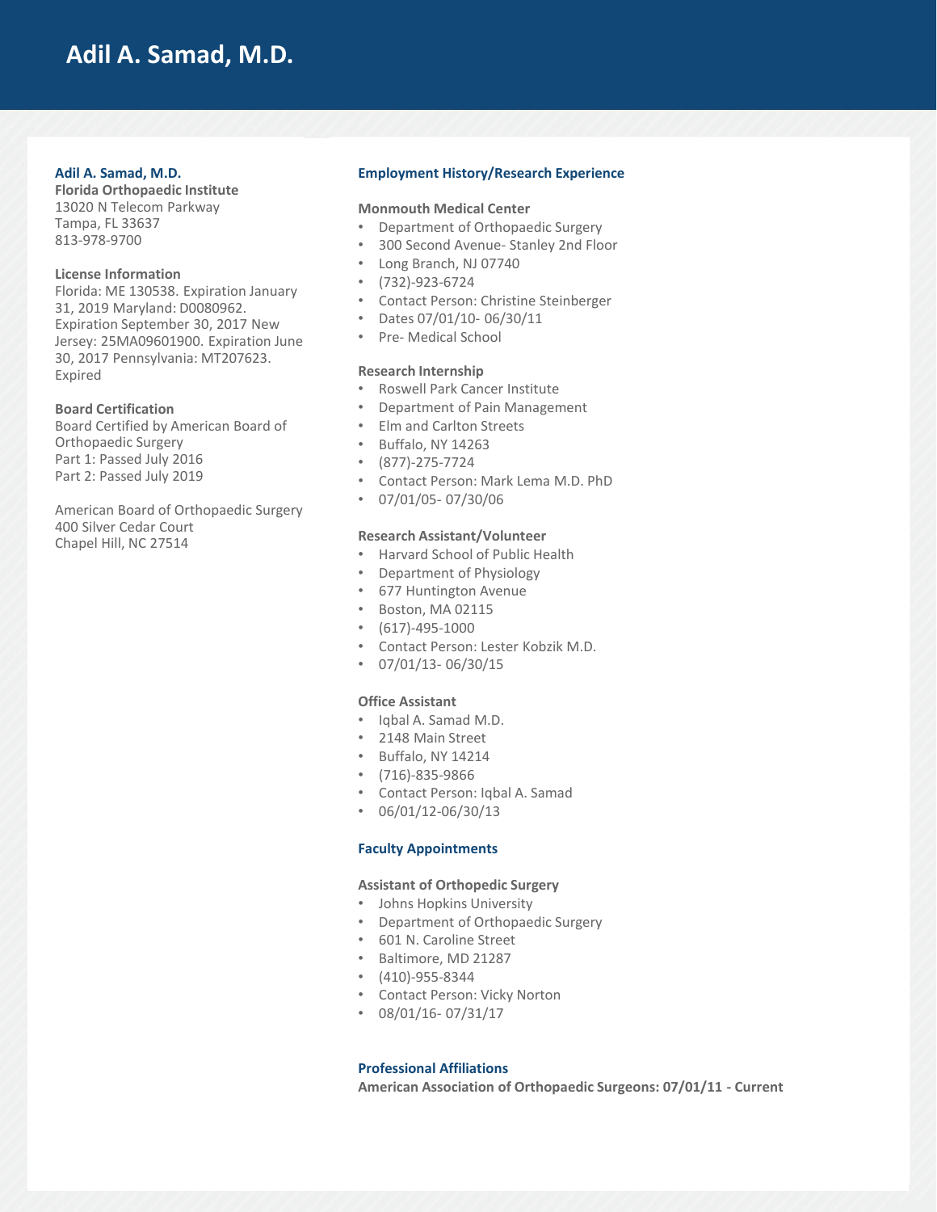# Adil A. Samad, M.D.

**Adil A. Samad, M.D.**
**Florida Orthopaedic Institute**
13020 N Telecom Parkway
Tampa, FL 33637
813-978-9700

**License Information**
Florida: ME 130538. Expiration January 31, 2019 Maryland: D0080962. Expiration September 30, 2017 New Jersey: 25MA09601900. Expiration June 30, 2017 Pennsylvania: MT207623. Expired

**Board Certification**
Board Certified by American Board of Orthopaedic Surgery
Part 1: Passed July 2016
Part 2: Passed July 2019

American Board of Orthopaedic Surgery
400 Silver Cedar Court
Chapel Hill, NC 27514

## Employment History/Research Experience

**Monmouth Medical Center**

- Department of Orthopaedic Surgery
- 300 Second Avenue- Stanley 2nd Floor
- Long Branch, NJ 07740
- (732)-923-6724
- Contact Person: Christine Steinberger
- Dates 07/01/10- 06/30/11
- Pre- Medical School

**Research Internship**

- Roswell Park Cancer Institute
- Department of Pain Management
- Elm and Carlton Streets
- Buffalo, NY 14263
- (877)-275-7724
- Contact Person: Mark Lema M.D. PhD
- 07/01/05- 07/30/06

**Research Assistant/Volunteer**

- Harvard School of Public Health
- Department of Physiology
- 677 Huntington Avenue
- Boston, MA 02115
- (617)-495-1000
- Contact Person: Lester Kobzik M.D.
- 07/01/13- 06/30/15

**Office Assistant**

- Iqbal A. Samad M.D.
- 2148 Main Street
- Buffalo, NY 14214
- (716)-835-9866
- Contact Person: Iqbal A. Samad
- 06/01/12-06/30/13

## Faculty Appointments

**Assistant of Orthopedic Surgery**

- Johns Hopkins University
- Department of Orthopaedic Surgery
- 601 N. Caroline Street
- Baltimore, MD 21287
- (410)-955-8344
- Contact Person: Vicky Norton
- 08/01/16- 07/31/17

## Professional Affiliations

**American Association of Orthopaedic Surgeons: 07/01/11 - Current**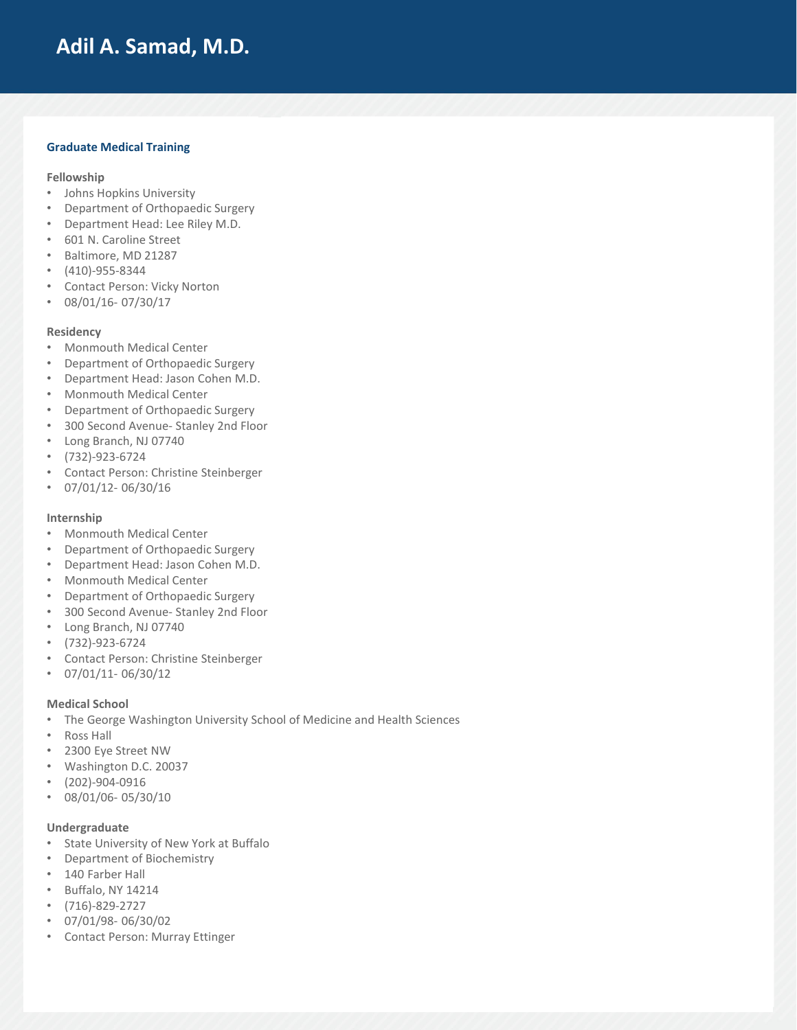# Adil A. Samad, M.D.

## Graduate Medical Training

### Fellowship

- Johns Hopkins University
- Department of Orthopaedic Surgery
- Department Head: Lee Riley M.D.
- 601 N. Caroline Street
- Baltimore, MD 21287
- (410)-955-8344
- Contact Person: Vicky Norton
- 08/01/16- 07/30/17

### Residency

- Monmouth Medical Center
- Department of Orthopaedic Surgery
- Department Head: Jason Cohen M.D.
- Monmouth Medical Center
- Department of Orthopaedic Surgery
- 300 Second Avenue- Stanley 2nd Floor
- Long Branch, NJ 07740
- (732)-923-6724
- Contact Person: Christine Steinberger
- 07/01/12- 06/30/16

### Internship

- Monmouth Medical Center
- Department of Orthopaedic Surgery
- Department Head: Jason Cohen M.D.
- Monmouth Medical Center
- Department of Orthopaedic Surgery
- 300 Second Avenue- Stanley 2nd Floor
- Long Branch, NJ 07740
- (732)-923-6724
- Contact Person: Christine Steinberger
- 07/01/11- 06/30/12

### Medical School

- The George Washington University School of Medicine and Health Sciences
- Ross Hall
- 2300 Eye Street NW
- Washington D.C. 20037
- (202)-904-0916
- 08/01/06- 05/30/10

### Undergraduate

- State University of New York at Buffalo
- Department of Biochemistry
- 140 Farber Hall
- Buffalo, NY 14214
- (716)-829-2727
- 07/01/98- 06/30/02
- Contact Person: Murray Ettinger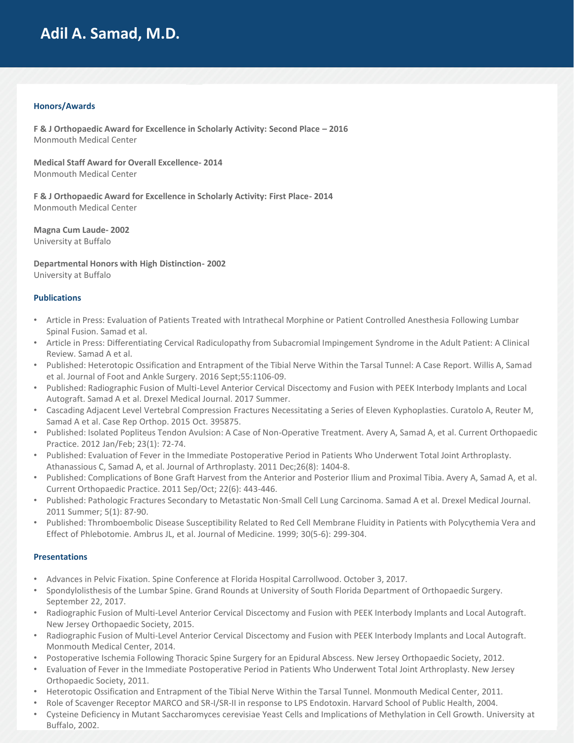# Adil A. Samad, M.D.

### Honors/Awards

**F & J Orthopaedic Award for Excellence in Scholarly Activity: Second Place – 2016**
Monmouth Medical Center

**Medical Staff Award for Overall Excellence- 2014**
Monmouth Medical Center

**F & J Orthopaedic Award for Excellence in Scholarly Activity: First Place- 2014**
Monmouth Medical Center

**Magna Cum Laude- 2002**
University at Buffalo

**Departmental Honors with High Distinction- 2002**
University at Buffalo

### Publications

- Article in Press: Evaluation of Patients Treated with Intrathecal Morphine or Patient Controlled Anesthesia Following Lumbar Spinal Fusion. Samad et al.
- Article in Press: Differentiating Cervical Radiculopathy from Subacromial Impingement Syndrome in the Adult Patient: A Clinical Review. Samad A et al.
- Published: Heterotopic Ossification and Entrapment of the Tibial Nerve Within the Tarsal Tunnel: A Case Report. Willis A, Samad et al. Journal of Foot and Ankle Surgery. 2016 Sept;55:1106-09.
- Published: Radiographic Fusion of Multi-Level Anterior Cervical Discectomy and Fusion with PEEK Interbody Implants and Local Autograft. Samad A et al. Drexel Medical Journal. 2017 Summer.
- Cascading Adjacent Level Vertebral Compression Fractures Necessitating a Series of Eleven Kyphoplasties. Curatolo A, Reuter M, Samad A et al. Case Rep Orthop. 2015 Oct. 395875.
- Published: Isolated Popliteus Tendon Avulsion: A Case of Non-Operative Treatment. Avery A, Samad A, et al. Current Orthopaedic Practice. 2012 Jan/Feb; 23(1): 72-74.
- Published: Evaluation of Fever in the Immediate Postoperative Period in Patients Who Underwent Total Joint Arthroplasty. Athanassious C, Samad A, et al. Journal of Arthroplasty. 2011 Dec;26(8): 1404-8.
- Published: Complications of Bone Graft Harvest from the Anterior and Posterior Ilium and Proximal Tibia. Avery A, Samad A, et al. Current Orthopaedic Practice. 2011 Sep/Oct; 22(6): 443-446.
- Published: Pathologic Fractures Secondary to Metastatic Non-Small Cell Lung Carcinoma. Samad A et al. Drexel Medical Journal. 2011 Summer; 5(1): 87-90.
- Published: Thromboembolic Disease Susceptibility Related to Red Cell Membrane Fluidity in Patients with Polycythemia Vera and Effect of Phlebotomie. Ambrus JL, et al. Journal of Medicine. 1999; 30(5-6): 299-304.

### Presentations

- Advances in Pelvic Fixation. Spine Conference at Florida Hospital Carrollwood. October 3, 2017.
- Spondylolisthesis of the Lumbar Spine. Grand Rounds at University of South Florida Department of Orthopaedic Surgery. September 22, 2017.
- Radiographic Fusion of Multi-Level Anterior Cervical Discectomy and Fusion with PEEK Interbody Implants and Local Autograft. New Jersey Orthopaedic Society, 2015.
- Radiographic Fusion of Multi-Level Anterior Cervical Discectomy and Fusion with PEEK Interbody Implants and Local Autograft. Monmouth Medical Center, 2014.
- Postoperative Ischemia Following Thoracic Spine Surgery for an Epidural Abscess. New Jersey Orthopaedic Society, 2012.
- Evaluation of Fever in the Immediate Postoperative Period in Patients Who Underwent Total Joint Arthroplasty. New Jersey Orthopaedic Society, 2011.
- Heterotopic Ossification and Entrapment of the Tibial Nerve Within the Tarsal Tunnel. Monmouth Medical Center, 2011.
- Role of Scavenger Receptor MARCO and SR-I/SR-II in response to LPS Endotoxin. Harvard School of Public Health, 2004.
- Cysteine Deficiency in Mutant Saccharomyces cerevisiae Yeast Cells and Implications of Methylation in Cell Growth. University at Buffalo, 2002.